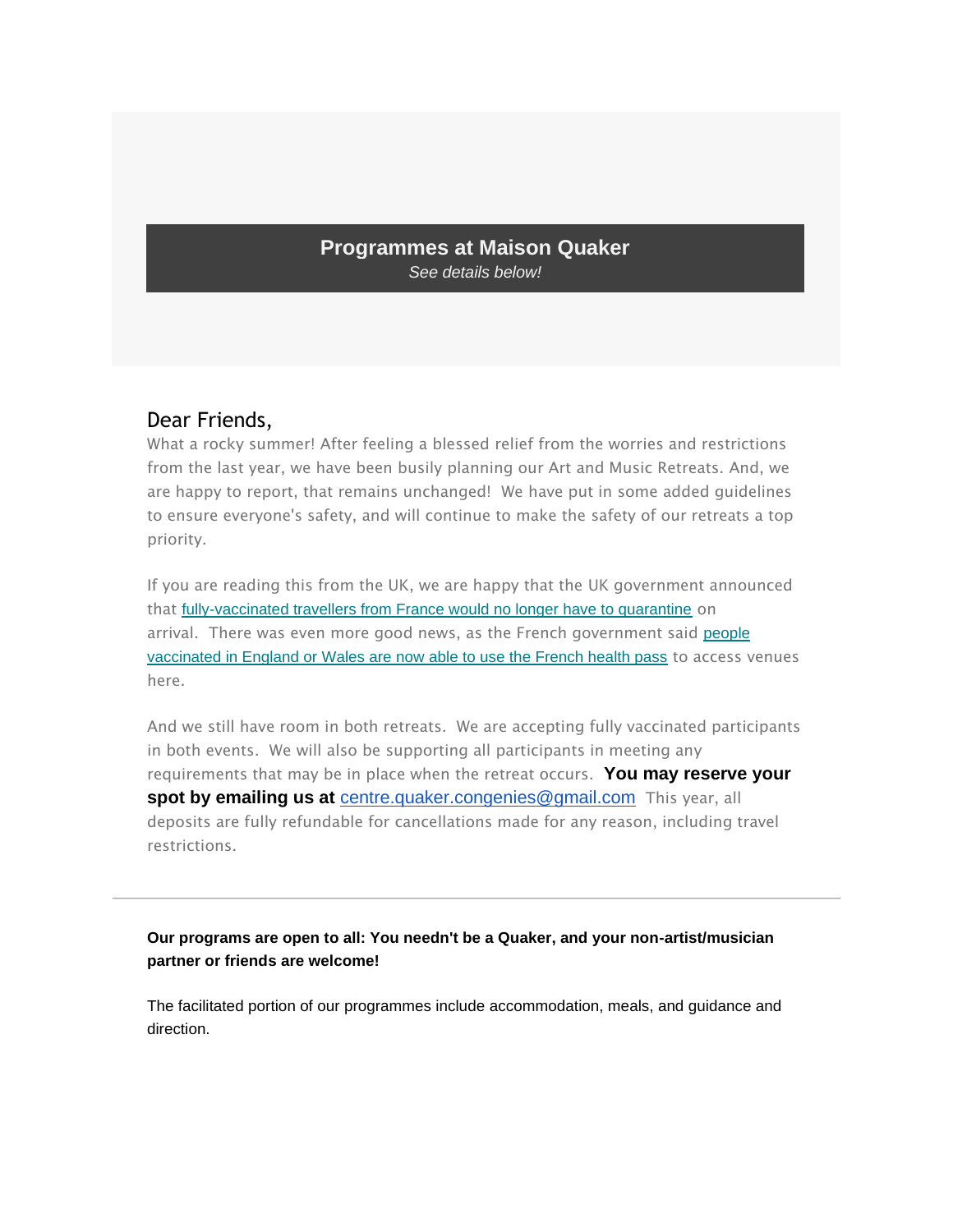# Programmes at Maison Quaker

*See details below!*

Dear Friends,

What a rocky summer! After feeling a blessed relief from the worries and restrictions from the last year, we have been busily planning our Art and Music Retreats. And, we are happy to report, that remains unchanged! We have put in some added guidelines to ensure everyone's safety, and will continue to make the safety of our retreats a top priority.

If you are reading this from the UK, we are happy that the UK government announced that fully-vaccinated travellers from France would no longer have to quarantine on arrival. There was even more good news, as the French government said people vaccinated in England or Wales are now able to use the French health pass to access venues here.

And we still have room in both retreats. We are accepting fully vaccinated participants in both events. We will also be supporting all participants in meeting any requirements that may be in place when the retreat occurs. **You may reserve your spot by emailing us at** centre.quaker.congenies@gmail.com This year, all deposits are fully refundable for cancellations made for any reason, including travel restrictions.

---

**Our programs are open to all: You needn't be a Quaker, and your non-artist/musician partner or friends are welcome!**

The facilitated portion of our programmes include accommodation, meals, and guidance and direction.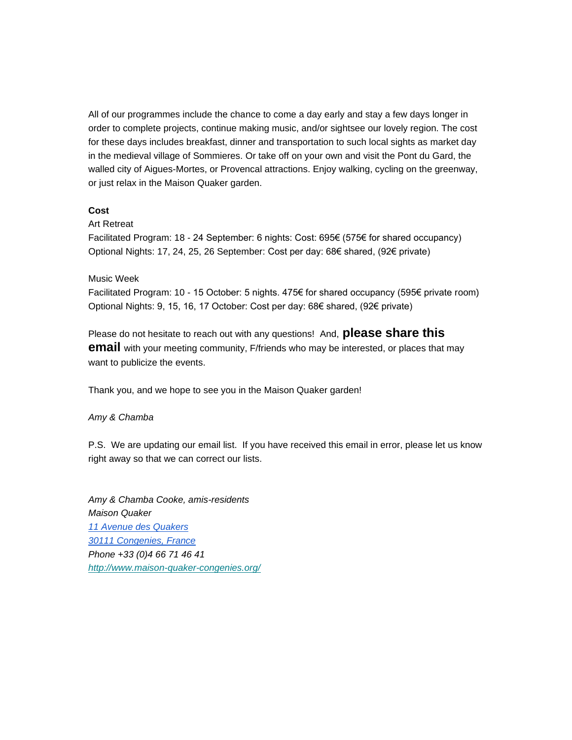All of our programmes include the chance to come a day early and stay a few days longer in order to complete projects, continue making music, and/or sightsee our lovely region. The cost for these days includes breakfast, dinner and transportation to such local sights as market day in the medieval village of Sommieres. Or take off on your own and visit the Pont du Gard, the walled city of Aigues-Mortes, or Provencal attractions. Enjoy walking, cycling on the greenway, or just relax in the Maison Quaker garden.

**Cost**

Art Retreat

Facilitated Program: 18 - 24 September: 6 nights: Cost: 695€ (575€ for shared occupancy)

Optional Nights: 17, 24, 25, 26 September: Cost per day: 68€ shared, (92€ private)

Music Week

Facilitated Program: 10 - 15 October: 5 nights. 475€ for shared occupancy (595€ private room)

Optional Nights: 9, 15, 16, 17 October: Cost per day: 68€ shared, (92€ private)

Please do not hesitate to reach out with any questions! And, **please share this email** with your meeting community, F/friends who may be interested, or places that may want to publicize the events.

Thank you, and we hope to see you in the Maison Quaker garden!

*Amy & Chamba*

P.S. We are updating our email list. If you have received this email in error, please let us know right away so that we can correct our lists.

*Amy & Chamba Cooke, amis-residents*
*Maison Quaker*
*11 Avenue des Quakers*
*30111 Congenies, France*
*Phone +33 (0)4 66 71 46 41*
*http://www.maison-quaker-congenies.org/*